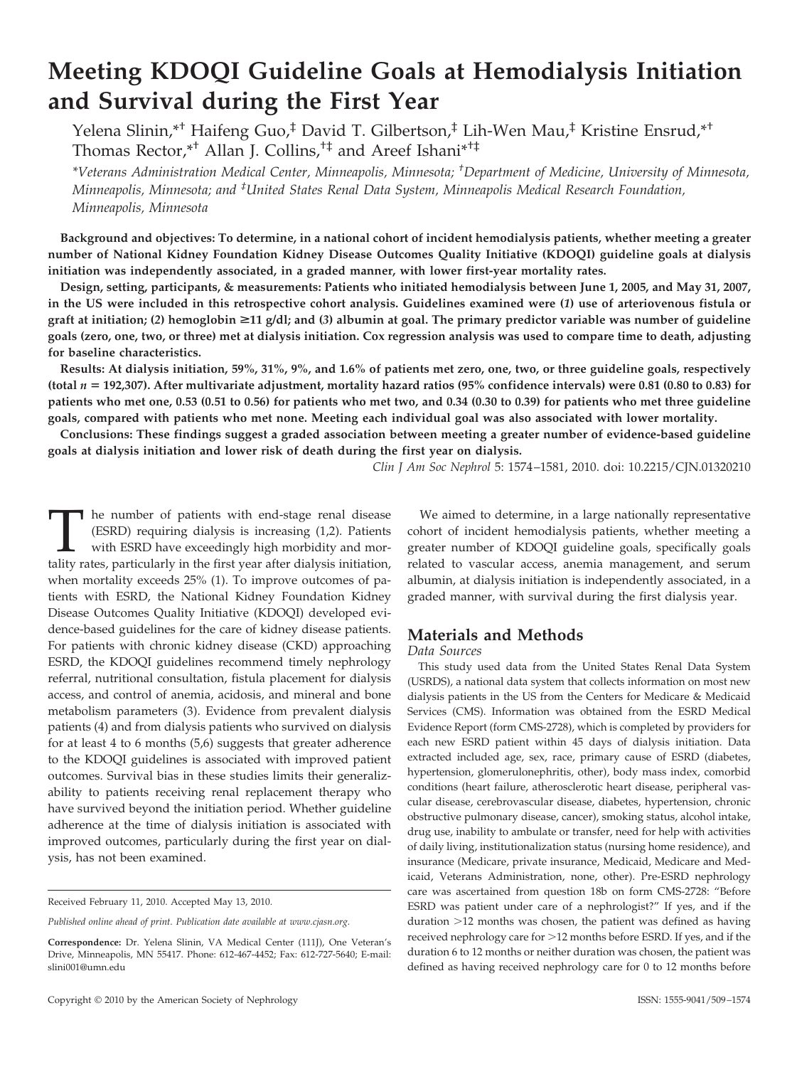# Meeting KDOQI Guideline Goals at Hemodialysis Initiation and Survival during the First Year

Yelena Slinin,[*†] Haifeng Guo,[‡] David T. Gilbertson,[‡] Lih-Wen Mau,[‡] Kristine Ensrud,[*†] Thomas Rector,[*†] Allan J. Collins,[†‡] and Areef Ishani[*†‡]

*[*]Veterans Administration Medical Center, Minneapolis, Minnesota; [†]Department of Medicine, University of Minnesota, Minneapolis, Minnesota; and [‡]United States Renal Data System, Minneapolis Medical Research Foundation, Minneapolis, Minnesota*

**Background and objectives: To determine, in a national cohort of incident hemodialysis patients, whether meeting a greater number of National Kidney Foundation Kidney Disease Outcomes Quality Initiative (KDOQI) guideline goals at dialysis initiation was independently associated, in a graded manner, with lower first-year mortality rates.**

**Design, setting, participants, & measurements: Patients who initiated hemodialysis between June 1, 2005, and May 31, 2007, in the US were included in this retrospective cohort analysis. Guidelines examined were (*1*) use of arteriovenous fistula or graft at initiation; (*2*) hemoglobin ≥11 g/dl; and (*3*) albumin at goal. The primary predictor variable was number of guideline goals (zero, one, two, or three) met at dialysis initiation. Cox regression analysis was used to compare time to death, adjusting for baseline characteristics.**

**Results: At dialysis initiation, 59%, 31%, 9%, and 1.6% of patients met zero, one, two, or three guideline goals, respectively (total *n* = 192,307). After multivariate adjustment, mortality hazard ratios (95% confidence intervals) were 0.81 (0.80 to 0.83) for patients who met one, 0.53 (0.51 to 0.56) for patients who met two, and 0.34 (0.30 to 0.39) for patients who met three guideline goals, compared with patients who met none. Meeting each individual goal was also associated with lower mortality.**

**Conclusions: These findings suggest a graded association between meeting a greater number of evidence-based guideline goals at dialysis initiation and lower risk of death during the first year on dialysis.**

*Clin J Am Soc Nephrol* 5: 1574–1581, 2010. doi: 10.2215/CJN.01320210

The number of patients with end-stage renal disease (ESRD) requiring dialysis is increasing (1,2). Patients with ESRD have exceedingly high morbidity and mortality rates, particularly in the first year after dialysis initiation, when mortality exceeds 25% (1). To improve outcomes of patients with ESRD, the National Kidney Foundation Kidney Disease Outcomes Quality Initiative (KDOQI) developed evidence-based guidelines for the care of kidney disease patients. For patients with chronic kidney disease (CKD) approaching ESRD, the KDOQI guidelines recommend timely nephrology referral, nutritional consultation, fistula placement for dialysis access, and control of anemia, acidosis, and mineral and bone metabolism parameters (3). Evidence from prevalent dialysis patients (4) and from dialysis patients who survived on dialysis for at least 4 to 6 months (5,6) suggests that greater adherence to the KDOQI guidelines is associated with improved patient outcomes. Survival bias in these studies limits their generalizability to patients receiving renal replacement therapy who have survived beyond the initiation period. Whether guideline adherence at the time of dialysis initiation is associated with improved outcomes, particularly during the first year on dialysis, has not been examined.

We aimed to determine, in a large nationally representative cohort of incident hemodialysis patients, whether meeting a greater number of KDOQI guideline goals, specifically goals related to vascular access, anemia management, and serum albumin, at dialysis initiation is independently associated, in a graded manner, with survival during the first dialysis year.

## Materials and Methods

### Data Sources

This study used data from the United States Renal Data System (USRDS), a national data system that collects information on most new dialysis patients in the US from the Centers for Medicare & Medicaid Services (CMS). Information was obtained from the ESRD Medical Evidence Report (form CMS-2728), which is completed by providers for each new ESRD patient within 45 days of dialysis initiation. Data extracted included age, sex, race, primary cause of ESRD (diabetes, hypertension, glomerulonephritis, other), body mass index, comorbid conditions (heart failure, atherosclerotic heart disease, peripheral vascular disease, cerebrovascular disease, diabetes, hypertension, chronic obstructive pulmonary disease, cancer), smoking status, alcohol intake, drug use, inability to ambulate or transfer, need for help with activities of daily living, institutionalization status (nursing home residence), and insurance (Medicare, private insurance, Medicaid, Medicare and Medicaid, Veterans Administration, none, other). Pre-ESRD nephrology care was ascertained from question 18b on form CMS-2728: "Before ESRD was patient under care of a nephrologist?" If yes, and if the duration >12 months was chosen, the patient was defined as having received nephrology care for >12 months before ESRD. If yes, and if the duration 6 to 12 months or neither duration was chosen, the patient was defined as having received nephrology care for 0 to 12 months before

Received February 11, 2010. Accepted May 13, 2010.

*Published online ahead of print. Publication date available at www.cjasn.org.*

**Correspondence:** Dr. Yelena Slinin, VA Medical Center (111J), One Veteran's Drive, Minneapolis, MN 55417. Phone: 612-467-4452; Fax: 612-727-5640; E-mail: slini001@umn.edu

Copyright © 2010 by the American Society of Nephrology

ISSN: 1555-9041/509–1574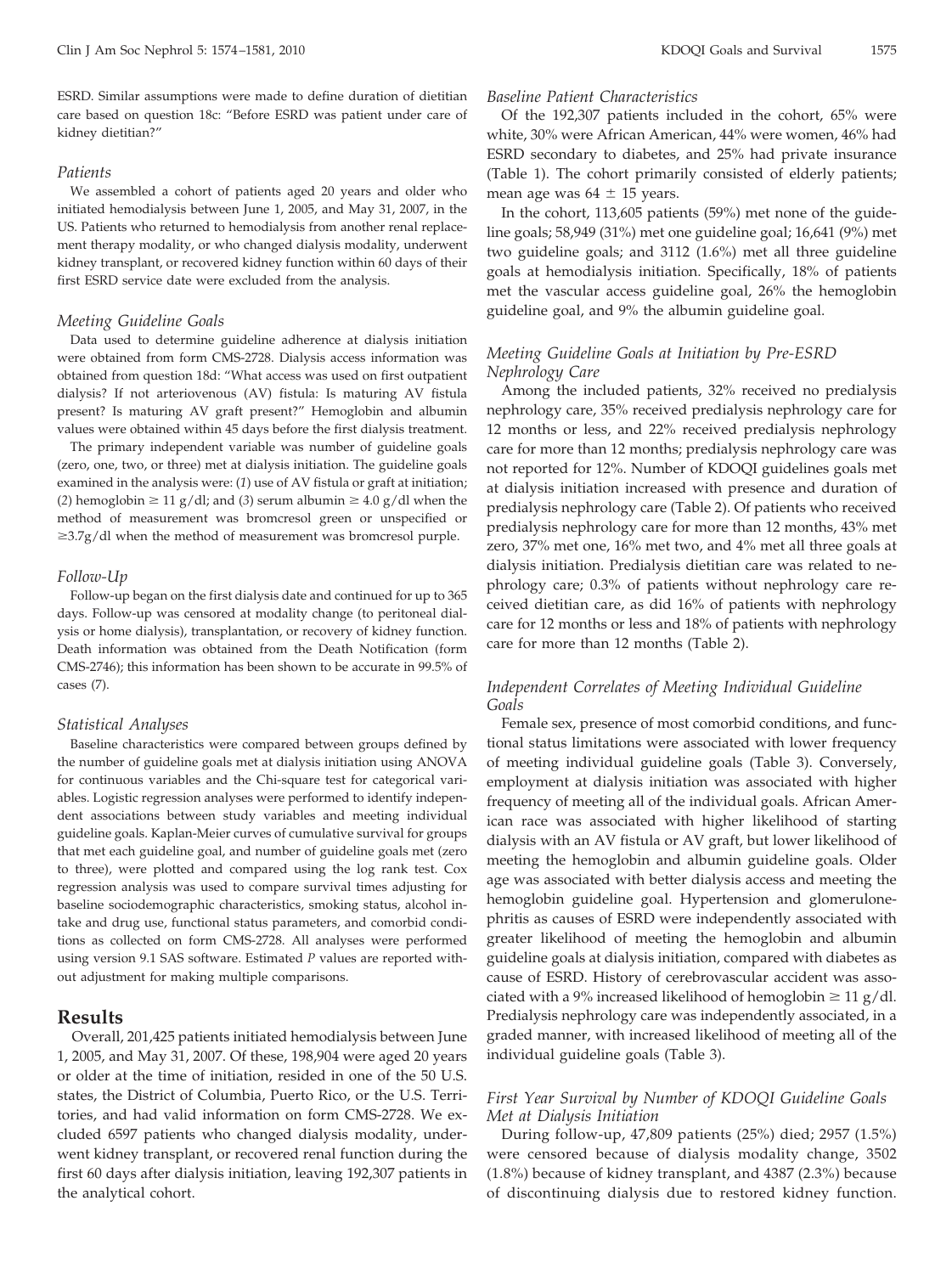ESRD. Similar assumptions were made to define duration of dietitian care based on question 18c: "Before ESRD was patient under care of kidney dietitian?"

### *Patients*

We assembled a cohort of patients aged 20 years and older who initiated hemodialysis between June 1, 2005, and May 31, 2007, in the US. Patients who returned to hemodialysis from another renal replacement therapy modality, or who changed dialysis modality, underwent kidney transplant, or recovered kidney function within 60 days of their first ESRD service date were excluded from the analysis.

### *Meeting Guideline Goals*

Data used to determine guideline adherence at dialysis initiation were obtained from form CMS-2728. Dialysis access information was obtained from question 18d: "What access was used on first outpatient dialysis? If not arteriovenous (AV) fistula: Is maturing AV fistula present? Is maturing AV graft present?" Hemoglobin and albumin values were obtained within 45 days before the first dialysis treatment.

The primary independent variable was number of guideline goals (zero, one, two, or three) met at dialysis initiation. The guideline goals examined in the analysis were: (*1*) use of AV fistula or graft at initiation; (*2*) hemoglobin $\geq$ 11 g/dl; and (*3*) serum albumin $\geq$ 4.0 g/dl when the method of measurement was bromcresol green or unspecified or $\geq$3.7g/dl when the method of measurement was bromcresol purple.

### *Follow-Up*

Follow-up began on the first dialysis date and continued for up to 365 days. Follow-up was censored at modality change (to peritoneal dialysis or home dialysis), transplantation, or recovery of kidney function. Death information was obtained from the Death Notification (form CMS-2746); this information has been shown to be accurate in 99.5% of cases (7).

### *Statistical Analyses*

Baseline characteristics were compared between groups defined by the number of guideline goals met at dialysis initiation using ANOVA for continuous variables and the Chi-square test for categorical variables. Logistic regression analyses were performed to identify independent associations between study variables and meeting individual guideline goals. Kaplan-Meier curves of cumulative survival for groups that met each guideline goal, and number of guideline goals met (zero to three), were plotted and compared using the log rank test. Cox regression analysis was used to compare survival times adjusting for baseline sociodemographic characteristics, smoking status, alcohol intake and drug use, functional status parameters, and comorbid conditions as collected on form CMS-2728. All analyses were performed using version 9.1 SAS software. Estimated *P* values are reported without adjustment for making multiple comparisons.

## Results

Overall, 201,425 patients initiated hemodialysis between June 1, 2005, and May 31, 2007. Of these, 198,904 were aged 20 years or older at the time of initiation, resided in one of the 50 U.S. states, the District of Columbia, Puerto Rico, or the U.S. Territories, and had valid information on form CMS-2728. We excluded 6597 patients who changed dialysis modality, underwent kidney transplant, or recovered renal function during the first 60 days after dialysis initiation, leaving 192,307 patients in the analytical cohort.

### *Baseline Patient Characteristics*

Of the 192,307 patients included in the cohort, 65% were white, 30% were African American, 44% were women, 46% had ESRD secondary to diabetes, and 25% had private insurance (Table 1). The cohort primarily consisted of elderly patients; mean age was 64 $\pm$ 15 years.

In the cohort, 113,605 patients (59%) met none of the guideline goals; 58,949 (31%) met one guideline goal; 16,641 (9%) met two guideline goals; and 3112 (1.6%) met all three guideline goals at hemodialysis initiation. Specifically, 18% of patients met the vascular access guideline goal, 26% the hemoglobin guideline goal, and 9% the albumin guideline goal.

### *Meeting Guideline Goals at Initiation by Pre-ESRD Nephrology Care*

Among the included patients, 32% received no predialysis nephrology care, 35% received predialysis nephrology care for 12 months or less, and 22% received predialysis nephrology care for more than 12 months; predialysis nephrology care was not reported for 12%. Number of KDOQI guidelines goals met at dialysis initiation increased with presence and duration of predialysis nephrology care (Table 2). Of patients who received predialysis nephrology care for more than 12 months, 43% met zero, 37% met one, 16% met two, and 4% met all three goals at dialysis initiation. Predialysis dietitian care was related to nephrology care; 0.3% of patients without nephrology care received dietitian care, as did 16% of patients with nephrology care for 12 months or less and 18% of patients with nephrology care for more than 12 months (Table 2).

### *Independent Correlates of Meeting Individual Guideline Goals*

Female sex, presence of most comorbid conditions, and functional status limitations were associated with lower frequency of meeting individual guideline goals (Table 3). Conversely, employment at dialysis initiation was associated with higher frequency of meeting all of the individual goals. African American race was associated with higher likelihood of starting dialysis with an AV fistula or AV graft, but lower likelihood of meeting the hemoglobin and albumin guideline goals. Older age was associated with better dialysis access and meeting the hemoglobin guideline goal. Hypertension and glomerulonephritis as causes of ESRD were independently associated with greater likelihood of meeting the hemoglobin and albumin guideline goals at dialysis initiation, compared with diabetes as cause of ESRD. History of cerebrovascular accident was associated with a 9% increased likelihood of hemoglobin $\geq$ 11 g/dl. Predialysis nephrology care was independently associated, in a graded manner, with increased likelihood of meeting all of the individual guideline goals (Table 3).

### *First Year Survival by Number of KDOQI Guideline Goals Met at Dialysis Initiation*

During follow-up, 47,809 patients (25%) died; 2957 (1.5%) were censored because of dialysis modality change, 3502 (1.8%) because of kidney transplant, and 4387 (2.3%) because of discontinuing dialysis due to restored kidney function.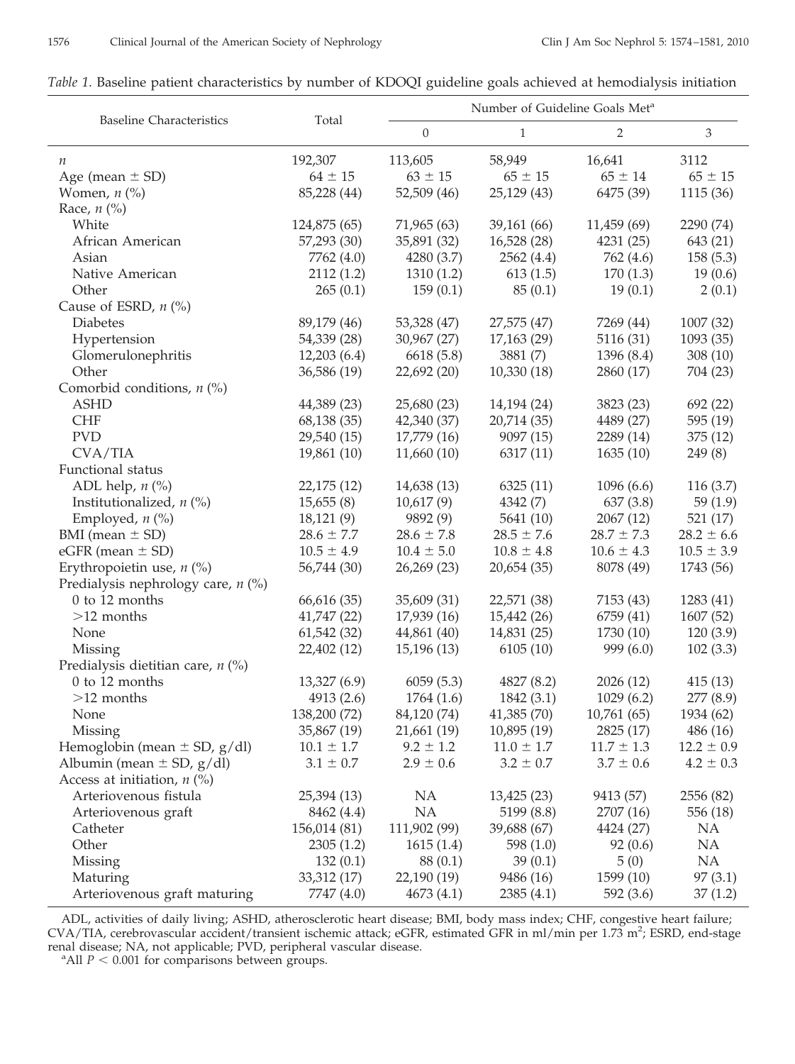*Table 1.* Baseline patient characteristics by number of KDOQI guideline goals achieved at hemodialysis initiation

| Baseline Characteristics | Total | Number of Guideline Goals Met[a] | | | |
|---|---|---|---|---|---|
| | | 0 | 1 | 2 | 3 |
| $n$ | 192,307 | 113,605 | 58,949 | 16,641 | 3112 |
| Age (mean ± SD) | 64 ± 15 | 63 ± 15 | 65 ± 15 | 65 ± 14 | 65 ± 15 |
| Women, $n$ (%) | 85,228 (44) | 52,509 (46) | 25,129 (43) | 6475 (39) | 1115 (36) |
| Race, $n$ (%) | | | | | |
| White | 124,875 (65) | 71,965 (63) | 39,161 (66) | 11,459 (69) | 2290 (74) |
| African American | 57,293 (30) | 35,891 (32) | 16,528 (28) | 4231 (25) | 643 (21) |
| Asian | 7762 (4.0) | 4280 (3.7) | 2562 (4.4) | 762 (4.6) | 158 (5.3) |
| Native American | 2112 (1.2) | 1310 (1.2) | 613 (1.5) | 170 (1.3) | 19 (0.6) |
| Other | 265 (0.1) | 159 (0.1) | 85 (0.1) | 19 (0.1) | 2 (0.1) |
| Cause of ESRD, $n$ (%) | | | | | |
| Diabetes | 89,179 (46) | 53,328 (47) | 27,575 (47) | 7269 (44) | 1007 (32) |
| Hypertension | 54,339 (28) | 30,967 (27) | 17,163 (29) | 5116 (31) | 1093 (35) |
| Glomerulonephritis | 12,203 (6.4) | 6618 (5.8) | 3881 (7) | 1396 (8.4) | 308 (10) |
| Other | 36,586 (19) | 22,692 (20) | 10,330 (18) | 2860 (17) | 704 (23) |
| Comorbid conditions, $n$ (%) | | | | | |
| ASHD | 44,389 (23) | 25,680 (23) | 14,194 (24) | 3823 (23) | 692 (22) |
| CHF | 68,138 (35) | 42,340 (37) | 20,714 (35) | 4489 (27) | 595 (19) |
| PVD | 29,540 (15) | 17,779 (16) | 9097 (15) | 2289 (14) | 375 (12) |
| CVA/TIA | 19,861 (10) | 11,660 (10) | 6317 (11) | 1635 (10) | 249 (8) |
| Functional status | | | | | |
| ADL help, $n$ (%) | 22,175 (12) | 14,638 (13) | 6325 (11) | 1096 (6.6) | 116 (3.7) |
| Institutionalized, $n$ (%) | 15,655 (8) | 10,617 (9) | 4342 (7) | 637 (3.8) | 59 (1.9) |
| Employed, $n$ (%) | 18,121 (9) | 9892 (9) | 5641 (10) | 2067 (12) | 521 (17) |
| BMI (mean ± SD) | 28.6 ± 7.7 | 28.6 ± 7.8 | 28.5 ± 7.6 | 28.7 ± 7.3 | 28.2 ± 6.6 |
| eGFR (mean ± SD) | 10.5 ± 4.9 | 10.4 ± 5.0 | 10.8 ± 4.8 | 10.6 ± 4.3 | 10.5 ± 3.9 |
| Erythropoietin use, $n$ (%) | 56,744 (30) | 26,269 (23) | 20,654 (35) | 8078 (49) | 1743 (56) |
| Predialysis nephrology care, $n$ (%) | | | | | |
| 0 to 12 months | 66,616 (35) | 35,609 (31) | 22,571 (38) | 7153 (43) | 1283 (41) |
| >12 months | 41,747 (22) | 17,939 (16) | 15,442 (26) | 6759 (41) | 1607 (52) |
| None | 61,542 (32) | 44,861 (40) | 14,831 (25) | 1730 (10) | 120 (3.9) |
| Missing | 22,402 (12) | 15,196 (13) | 6105 (10) | 999 (6.0) | 102 (3.3) |
| Predialysis dietitian care, $n$ (%) | | | | | |
| 0 to 12 months | 13,327 (6.9) | 6059 (5.3) | 4827 (8.2) | 2026 (12) | 415 (13) |
| >12 months | 4913 (2.6) | 1764 (1.6) | 1842 (3.1) | 1029 (6.2) | 277 (8.9) |
| None | 138,200 (72) | 84,120 (74) | 41,385 (70) | 10,761 (65) | 1934 (62) |
| Missing | 35,867 (19) | 21,661 (19) | 10,895 (19) | 2825 (17) | 486 (16) |
| Hemoglobin (mean ± SD, g/dl) | 10.1 ± 1.7 | 9.2 ± 1.2 | 11.0 ± 1.7 | 11.7 ± 1.3 | 12.2 ± 0.9 |
| Albumin (mean ± SD, g/dl) | 3.1 ± 0.7 | 2.9 ± 0.6 | 3.2 ± 0.7 | 3.7 ± 0.6 | 4.2 ± 0.3 |
| Access at initiation, $n$ (%) | | | | | |
| Arteriovenous fistula | 25,394 (13) | NA | 13,425 (23) | 9413 (57) | 2556 (82) |
| Arteriovenous graft | 8462 (4.4) | NA | 5199 (8.8) | 2707 (16) | 556 (18) |
| Catheter | 156,014 (81) | 111,902 (99) | 39,688 (67) | 4424 (27) | NA |
| Other | 2305 (1.2) | 1615 (1.4) | 598 (1.0) | 92 (0.6) | NA |
| Missing | 132 (0.1) | 88 (0.1) | 39 (0.1) | 5 (0) | NA |
| Maturing | 33,312 (17) | 22,190 (19) | 9486 (16) | 1599 (10) | 97 (3.1) |
| Arteriovenous graft maturing | 7747 (4.0) | 4673 (4.1) | 2385 (4.1) | 592 (3.6) | 37 (1.2) |

ADL, activities of daily living; ASHD, atherosclerotic heart disease; BMI, body mass index; CHF, congestive heart failure; CVA/TIA, cerebrovascular accident/transient ischemic attack; eGFR, estimated GFR in ml/min per 1.73 $m^2$; ESRD, end-stage renal disease; NA, not applicable; PVD, peripheral vascular disease.

[a]All $P < 0.001$ for comparisons between groups.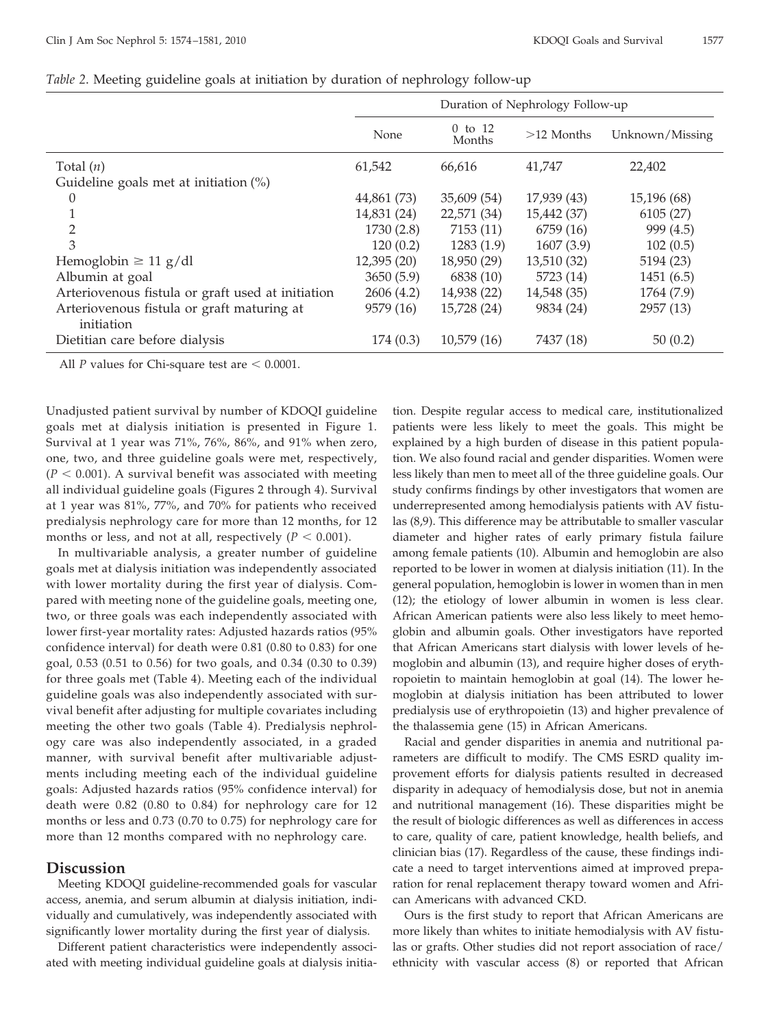*Table 2.* Meeting guideline goals at initiation by duration of nephrology follow-up

| | Duration of Nephrology Follow-up | | | |
|---|---|---|---|---|
| | None | 0 to 12 Months | >12 Months | Unknown/Missing |
| Total (*n*) | 61,542 | 66,616 | 41,747 | 22,402 |
| Guideline goals met at initiation (%) | | | | |
| 0 | 44,861 (73) | 35,609 (54) | 17,939 (43) | 15,196 (68) |
| 1 | 14,831 (24) | 22,571 (34) | 15,442 (37) | 6105 (27) |
| 2 | 1730 (2.8) | 7153 (11) | 6759 (16) | 999 (4.5) |
| 3 | 120 (0.2) | 1283 (1.9) | 1607 (3.9) | 102 (0.5) |
| Hemoglobin ≥ 11 g/dl | 12,395 (20) | 18,950 (29) | 13,510 (32) | 5194 (23) |
| Albumin at goal | 3650 (5.9) | 6838 (10) | 5723 (14) | 1451 (6.5) |
| Arteriovenous fistula or graft used at initiation | 2606 (4.2) | 14,938 (22) | 14,548 (35) | 1764 (7.9) |
| Arteriovenous fistula or graft maturing at initiation | 9579 (16) | 15,728 (24) | 9834 (24) | 2957 (13) |
| Dietitian care before dialysis | 174 (0.3) | 10,579 (16) | 7437 (18) | 50 (0.2) |

All $P$ values for Chi-square test are $< 0.0001$.

Unadjusted patient survival by number of KDOQI guideline goals met at dialysis initiation is presented in Figure 1. Survival at 1 year was 71%, 76%, 86%, and 91% when zero, one, two, and three guideline goals were met, respectively, ($P < 0.001$). A survival benefit was associated with meeting all individual guideline goals (Figures 2 through 4). Survival at 1 year was 81%, 77%, and 70% for patients who received predialysis nephrology care for more than 12 months, for 12 months or less, and not at all, respectively ($P < 0.001$).

In multivariable analysis, a greater number of guideline goals met at dialysis initiation was independently associated with lower mortality during the first year of dialysis. Compared with meeting none of the guideline goals, meeting one, two, or three goals was each independently associated with lower first-year mortality rates: Adjusted hazards ratios (95% confidence interval) for death were 0.81 (0.80 to 0.83) for one goal, 0.53 (0.51 to 0.56) for two goals, and 0.34 (0.30 to 0.39) for three goals met (Table 4). Meeting each of the individual guideline goals was also independently associated with survival benefit after adjusting for multiple covariates including meeting the other two goals (Table 4). Predialysis nephrology care was also independently associated, in a graded manner, with survival benefit after multivariable adjustments including meeting each of the individual guideline goals: Adjusted hazards ratios (95% confidence interval) for death were 0.82 (0.80 to 0.84) for nephrology care for 12 months or less and 0.73 (0.70 to 0.75) for nephrology care for more than 12 months compared with no nephrology care.

## Discussion

Meeting KDOQI guideline-recommended goals for vascular access, anemia, and serum albumin at dialysis initiation, individually and cumulatively, was independently associated with significantly lower mortality during the first year of dialysis.

Different patient characteristics were independently associated with meeting individual guideline goals at dialysis initiation. Despite regular access to medical care, institutionalized patients were less likely to meet the goals. This might be explained by a high burden of disease in this patient population. We also found racial and gender disparities. Women were less likely than men to meet all of the three guideline goals. Our study confirms findings by other investigators that women are underrepresented among hemodialysis patients with AV fistulas (8,9). This difference may be attributable to smaller vascular diameter and higher rates of early primary fistula failure among female patients (10). Albumin and hemoglobin are also reported to be lower in women at dialysis initiation (11). In the general population, hemoglobin is lower in women than in men (12); the etiology of lower albumin in women is less clear. African American patients were also less likely to meet hemoglobin and albumin goals. Other investigators have reported that African Americans start dialysis with lower levels of hemoglobin and albumin (13), and require higher doses of erythropoietin to maintain hemoglobin at goal (14). The lower hemoglobin at dialysis initiation has been attributed to lower predialysis use of erythropoietin (13) and higher prevalence of the thalassemia gene (15) in African Americans.

Racial and gender disparities in anemia and nutritional parameters are difficult to modify. The CMS ESRD quality improvement efforts for dialysis patients resulted in decreased disparity in adequacy of hemodialysis dose, but not in anemia and nutritional management (16). These disparities might be the result of biologic differences as well as differences in access to care, quality of care, patient knowledge, health beliefs, and clinician bias (17). Regardless of the cause, these findings indicate a need to target interventions aimed at improved preparation for renal replacement therapy toward women and African Americans with advanced CKD.

Ours is the first study to report that African Americans are more likely than whites to initiate hemodialysis with AV fistulas or grafts. Other studies did not report association of race/ethnicity with vascular access (8) or reported that African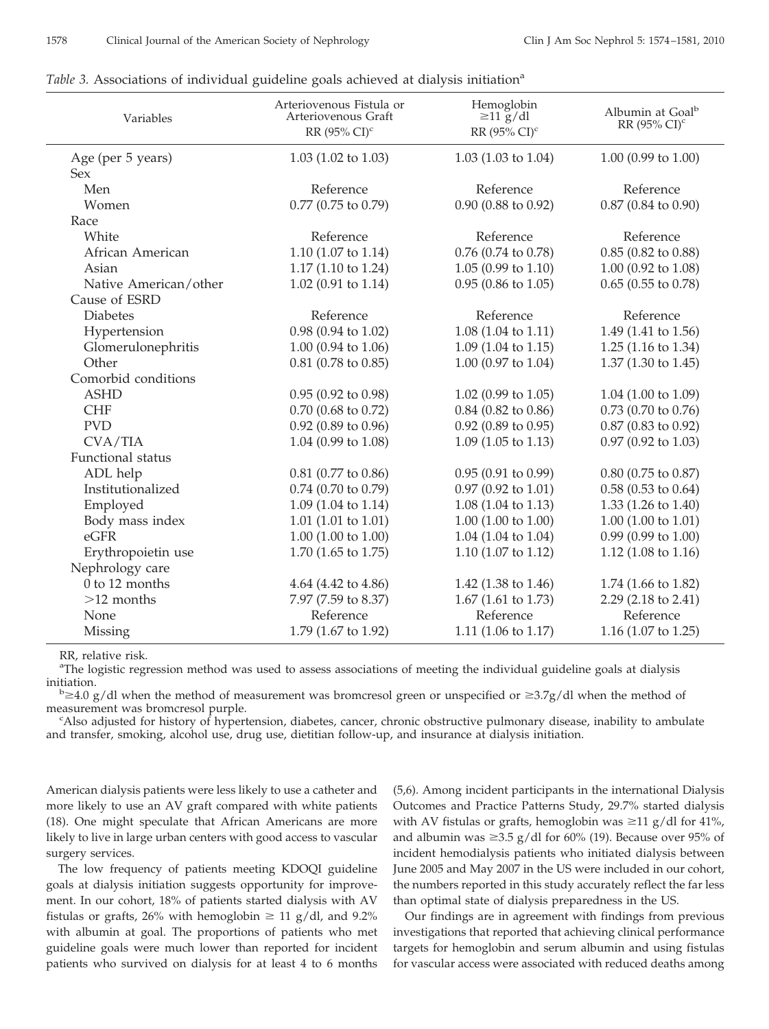*Table 3.* Associations of individual guideline goals achieved at dialysis initiation[a]

| Variables | Arteriovenous Fistula or Arteriovenous Graft RR (95% CI)[c] | Hemoglobin ≥11 g/dl RR (95% CI)[c] | Albumin at Goal[b] RR (95% CI)[c] |
|---|---|---|---|
| Age (per 5 years) | 1.03 (1.02 to 1.03) | 1.03 (1.03 to 1.04) | 1.00 (0.99 to 1.00) |
| Sex | | | |
| Men | Reference | Reference | Reference |
| Women | 0.77 (0.75 to 0.79) | 0.90 (0.88 to 0.92) | 0.87 (0.84 to 0.90) |
| Race | | | |
| White | Reference | Reference | Reference |
| African American | 1.10 (1.07 to 1.14) | 0.76 (0.74 to 0.78) | 0.85 (0.82 to 0.88) |
| Asian | 1.17 (1.10 to 1.24) | 1.05 (0.99 to 1.10) | 1.00 (0.92 to 1.08) |
| Native American/other | 1.02 (0.91 to 1.14) | 0.95 (0.86 to 1.05) | 0.65 (0.55 to 0.78) |
| Cause of ESRD | | | |
| Diabetes | Reference | Reference | Reference |
| Hypertension | 0.98 (0.94 to 1.02) | 1.08 (1.04 to 1.11) | 1.49 (1.41 to 1.56) |
| Glomerulonephritis | 1.00 (0.94 to 1.06) | 1.09 (1.04 to 1.15) | 1.25 (1.16 to 1.34) |
| Other | 0.81 (0.78 to 0.85) | 1.00 (0.97 to 1.04) | 1.37 (1.30 to 1.45) |
| Comorbid conditions | | | |
| ASHD | 0.95 (0.92 to 0.98) | 1.02 (0.99 to 1.05) | 1.04 (1.00 to 1.09) |
| CHF | 0.70 (0.68 to 0.72) | 0.84 (0.82 to 0.86) | 0.73 (0.70 to 0.76) |
| PVD | 0.92 (0.89 to 0.96) | 0.92 (0.89 to 0.95) | 0.87 (0.83 to 0.92) |
| CVA/TIA | 1.04 (0.99 to 1.08) | 1.09 (1.05 to 1.13) | 0.97 (0.92 to 1.03) |
| Functional status | | | |
| ADL help | 0.81 (0.77 to 0.86) | 0.95 (0.91 to 0.99) | 0.80 (0.75 to 0.87) |
| Institutionalized | 0.74 (0.70 to 0.79) | 0.97 (0.92 to 1.01) | 0.58 (0.53 to 0.64) |
| Employed | 1.09 (1.04 to 1.14) | 1.08 (1.04 to 1.13) | 1.33 (1.26 to 1.40) |
| Body mass index | 1.01 (1.01 to 1.01) | 1.00 (1.00 to 1.00) | 1.00 (1.00 to 1.01) |
| eGFR | 1.00 (1.00 to 1.00) | 1.04 (1.04 to 1.04) | 0.99 (0.99 to 1.00) |
| Erythropoietin use | 1.70 (1.65 to 1.75) | 1.10 (1.07 to 1.12) | 1.12 (1.08 to 1.16) |
| Nephrology care | | | |
| 0 to 12 months | 4.64 (4.42 to 4.86) | 1.42 (1.38 to 1.46) | 1.74 (1.66 to 1.82) |
| >12 months | 7.97 (7.59 to 8.37) | 1.67 (1.61 to 1.73) | 2.29 (2.18 to 2.41) |
| None | Reference | Reference | Reference |
| Missing | 1.79 (1.67 to 1.92) | 1.11 (1.06 to 1.17) | 1.16 (1.07 to 1.25) |

RR, relative risk.

[a]The logistic regression method was used to assess associations of meeting the individual guideline goals at dialysis initiation.

[b]≥4.0 g/dl when the method of measurement was bromcresol green or unspecified or ≥3.7g/dl when the method of measurement was bromcresol purple.

[c]Also adjusted for history of hypertension, diabetes, cancer, chronic obstructive pulmonary disease, inability to ambulate and transfer, smoking, alcohol use, drug use, dietitian follow-up, and insurance at dialysis initiation.

American dialysis patients were less likely to use a catheter and more likely to use an AV graft compared with white patients (18). One might speculate that African Americans are more likely to live in large urban centers with good access to vascular surgery services.

The low frequency of patients meeting KDOQI guideline goals at dialysis initiation suggests opportunity for improvement. In our cohort, 18% of patients started dialysis with AV fistulas or grafts, 26% with hemoglobin ≥ 11 g/dl, and 9.2% with albumin at goal. The proportions of patients who met guideline goals were much lower than reported for incident patients who survived on dialysis for at least 4 to 6 months (5,6). Among incident participants in the international Dialysis Outcomes and Practice Patterns Study, 29.7% started dialysis with AV fistulas or grafts, hemoglobin was ≥11 g/dl for 41%, and albumin was ≥3.5 g/dl for 60% (19). Because over 95% of incident hemodialysis patients who initiated dialysis between June 2005 and May 2007 in the US were included in our cohort, the numbers reported in this study accurately reflect the far less than optimal state of dialysis preparedness in the US.

Our findings are in agreement with findings from previous investigations that reported that achieving clinical performance targets for hemoglobin and serum albumin and using fistulas for vascular access were associated with reduced deaths among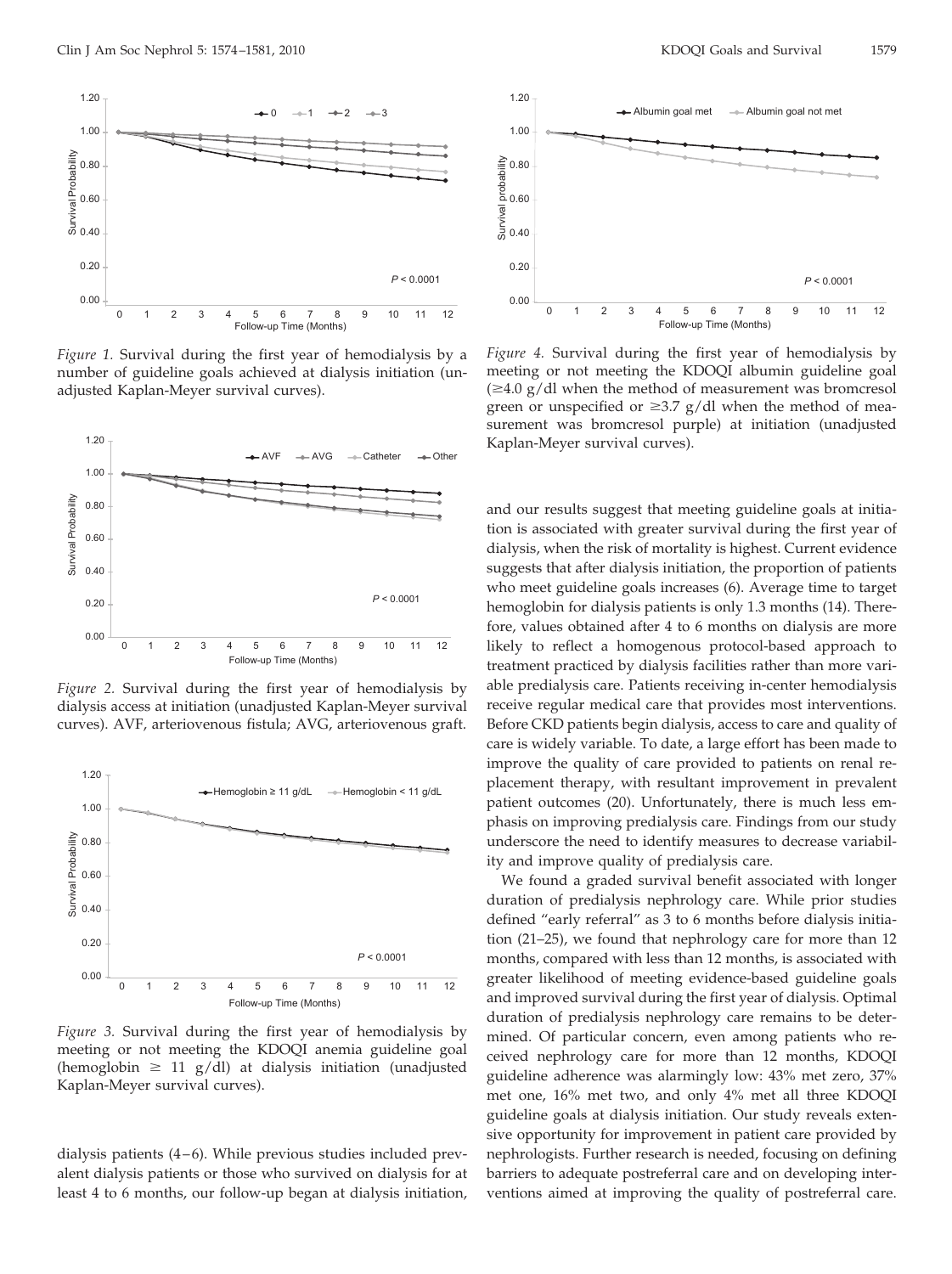*Figure 1.* Survival during the first year of hemodialysis by a number of guideline goals achieved at dialysis initiation (unadjusted Kaplan-Meyer survival curves).

*Figure 2.* Survival during the first year of hemodialysis by dialysis access at initiation (unadjusted Kaplan-Meyer survival curves). AVF, arteriovenous fistula; AVG, arteriovenous graft.

*Figure 3.* Survival during the first year of hemodialysis by meeting or not meeting the KDOQI anemia guideline goal (hemoglobin $\geq$ 11 g/dl) at dialysis initiation (unadjusted Kaplan-Meyer survival curves).

dialysis patients (4–6). While previous studies included prevalent dialysis patients or those who survived on dialysis for at least 4 to 6 months, our follow-up began at dialysis initiation,

*Figure 4.* Survival during the first year of hemodialysis by meeting or not meeting the KDOQI albumin guideline goal ($\geq$4.0 g/dl when the method of measurement was bromcresol green or unspecified or $\geq$3.7 g/dl when the method of measurement was bromcresol purple) at initiation (unadjusted Kaplan-Meyer survival curves).

and our results suggest that meeting guideline goals at initiation is associated with greater survival during the first year of dialysis, when the risk of mortality is highest. Current evidence suggests that after dialysis initiation, the proportion of patients who meet guideline goals increases (6). Average time to target hemoglobin for dialysis patients is only 1.3 months (14). Therefore, values obtained after 4 to 6 months on dialysis are more likely to reflect a homogenous protocol-based approach to treatment practiced by dialysis facilities rather than more variable predialysis care. Patients receiving in-center hemodialysis receive regular medical care that provides most interventions. Before CKD patients begin dialysis, access to care and quality of care is widely variable. To date, a large effort has been made to improve the quality of care provided to patients on renal replacement therapy, with resultant improvement in prevalent patient outcomes (20). Unfortunately, there is much less emphasis on improving predialysis care. Findings from our study underscore the need to identify measures to decrease variability and improve quality of predialysis care.

We found a graded survival benefit associated with longer duration of predialysis nephrology care. While prior studies defined "early referral" as 3 to 6 months before dialysis initiation (21–25), we found that nephrology care for more than 12 months, compared with less than 12 months, is associated with greater likelihood of meeting evidence-based guideline goals and improved survival during the first year of dialysis. Optimal duration of predialysis nephrology care remains to be determined. Of particular concern, even among patients who received nephrology care for more than 12 months, KDOQI guideline adherence was alarmingly low: 43% met zero, 37% met one, 16% met two, and only 4% met all three KDOQI guideline goals at dialysis initiation. Our study reveals extensive opportunity for improvement in patient care provided by nephrologists. Further research is needed, focusing on defining barriers to adequate postreferral care and on developing interventions aimed at improving the quality of postreferral care.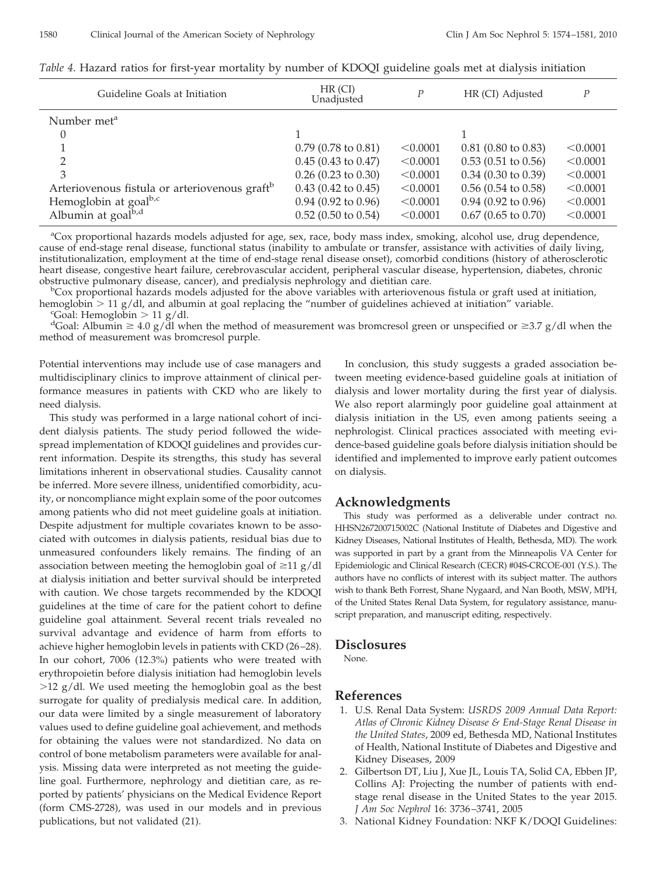*Table 4.* Hazard ratios for first-year mortality by number of KDOQI guideline goals met at dialysis initiation

| Guideline Goals at Initiation | HR (CI) Unadjusted | P | HR (CI) Adjusted | P |
|---|---|---|---|---|
| Number met[a] | | | | |
| 0 | 1 | | 1 | |
| 1 | 0.79 (0.78 to 0.81) | <0.0001 | 0.81 (0.80 to 0.83) | <0.0001 |
| 2 | 0.45 (0.43 to 0.47) | <0.0001 | 0.53 (0.51 to 0.56) | <0.0001 |
| 3 | 0.26 (0.23 to 0.30) | <0.0001 | 0.34 (0.30 to 0.39) | <0.0001 |
| Arteriovenous fistula or arteriovenous graft[b] | 0.43 (0.42 to 0.45) | <0.0001 | 0.56 (0.54 to 0.58) | <0.0001 |
| Hemoglobin at goal[b,c] | 0.94 (0.92 to 0.96) | <0.0001 | 0.94 (0.92 to 0.96) | <0.0001 |
| Albumin at goal[b,d] | 0.52 (0.50 to 0.54) | <0.0001 | 0.67 (0.65 to 0.70) | <0.0001 |

[a]Cox proportional hazards models adjusted for age, sex, race, body mass index, smoking, alcohol use, drug dependence, cause of end-stage renal disease, functional status (inability to ambulate or transfer, assistance with activities of daily living, institutionalization, employment at the time of end-stage renal disease onset), comorbid conditions (history of atherosclerotic heart disease, congestive heart failure, cerebrovascular accident, peripheral vascular disease, hypertension, diabetes, chronic obstructive pulmonary disease, cancer), and predialysis nephrology and dietitian care.

[b]Cox proportional hazards models adjusted for the above variables with arteriovenous fistula or graft used at initiation, hemoglobin > 11 g/dl, and albumin at goal replacing the "number of guidelines achieved at initiation" variable.

[c]Goal: Hemoglobin > 11 g/dl.

[d]Goal: Albumin ≥ 4.0 g/dl when the method of measurement was bromcresol green or unspecified or ≥3.7 g/dl when the method of measurement was bromcresol purple.

Potential interventions may include use of case managers and multidisciplinary clinics to improve attainment of clinical performance measures in patients with CKD who are likely to need dialysis.

This study was performed in a large national cohort of incident dialysis patients. The study period followed the widespread implementation of KDOQI guidelines and provides current information. Despite its strengths, this study has several limitations inherent in observational studies. Causality cannot be inferred. More severe illness, unidentified comorbidity, acuity, or noncompliance might explain some of the poor outcomes among patients who did not meet guideline goals at initiation. Despite adjustment for multiple covariates known to be associated with outcomes in dialysis patients, residual bias due to unmeasured confounders likely remains. The finding of an association between meeting the hemoglobin goal of ≥11 g/dl at dialysis initiation and better survival should be interpreted with caution. We chose targets recommended by the KDOQI guidelines at the time of care for the patient cohort to define guideline goal attainment. Several recent trials revealed no survival advantage and evidence of harm from efforts to achieve higher hemoglobin levels in patients with CKD (26–28). In our cohort, 7006 (12.3%) patients who were treated with erythropoietin before dialysis initiation had hemoglobin levels >12 g/dl. We used meeting the hemoglobin goal as the best surrogate for quality of predialysis medical care. In addition, our data were limited by a single measurement of laboratory values used to define guideline goal achievement, and methods for obtaining the values were not standardized. No data on control of bone metabolism parameters were available for analysis. Missing data were interpreted as not meeting the guideline goal. Furthermore, nephrology and dietitian care, as reported by patients' physicians on the Medical Evidence Report (form CMS-2728), was used in our models and in previous publications, but not validated (21).

In conclusion, this study suggests a graded association between meeting evidence-based guideline goals at initiation of dialysis and lower mortality during the first year of dialysis. We also report alarmingly poor guideline goal attainment at dialysis initiation in the US, even among patients seeing a nephrologist. Clinical practices associated with meeting evidence-based guideline goals before dialysis initiation should be identified and implemented to improve early patient outcomes on dialysis.

## Acknowledgments

This study was performed as a deliverable under contract no. HHSN267200715002C (National Institute of Diabetes and Digestive and Kidney Diseases, National Institutes of Health, Bethesda, MD). The work was supported in part by a grant from the Minneapolis VA Center for Epidemiologic and Clinical Research (CECR) #04S-CRCOE-001 (Y.S.). The authors have no conflicts of interest with its subject matter. The authors wish to thank Beth Forrest, Shane Nygaard, and Nan Booth, MSW, MPH, of the United States Renal Data System, for regulatory assistance, manuscript preparation, and manuscript editing, respectively.

## Disclosures

None.

## References

1. U.S. Renal Data System: *USRDS 2009 Annual Data Report: Atlas of Chronic Kidney Disease & End-Stage Renal Disease in the United States*, 2009 ed, Bethesda MD, National Institutes of Health, National Institute of Diabetes and Digestive and Kidney Diseases, 2009
2. Gilbertson DT, Liu J, Xue JL, Louis TA, Solid CA, Ebben JP, Collins AJ: Projecting the number of patients with end-stage renal disease in the United States to the year 2015. *J Am Soc Nephrol* 16: 3736–3741, 2005
3. National Kidney Foundation: NKF K/DOQI Guidelines: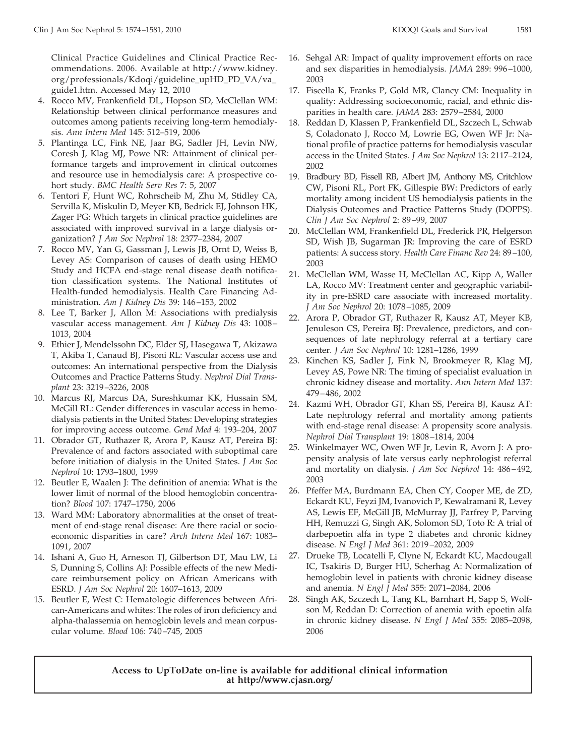Clinical Practice Guidelines and Clinical Practice Recommendations. 2006. Available at http://www.kidney.org/professionals/Kdoqi/guideline_upHD_PD_VA/va_guide1.htm. Accessed May 12, 2010

4. Rocco MV, Frankenfield DL, Hopson SD, McClellan WM: Relationship between clinical performance measures and outcomes among patients receiving long-term hemodialysis. *Ann Intern Med* 145: 512–519, 2006
5. Plantinga LC, Fink NE, Jaar BG, Sadler JH, Levin NW, Coresh J, Klag MJ, Powe NR: Attainment of clinical performance targets and improvement in clinical outcomes and resource use in hemodialysis care: A prospective cohort study. *BMC Health Serv Res* 7: 5, 2007
6. Tentori F, Hunt WC, Rohrscheib M, Zhu M, Stidley CA, Servilla K, Miskulin D, Meyer KB, Bedrick EJ, Johnson HK, Zager PG: Which targets in clinical practice guidelines are associated with improved survival in a large dialysis organization? *J Am Soc Nephrol* 18: 2377–2384, 2007
7. Rocco MV, Yan G, Gassman J, Lewis JB, Ornt D, Weiss B, Levey AS: Comparison of causes of death using HEMO Study and HCFA end-stage renal disease death notification classification systems. The National Institutes of Health-funded hemodialysis. Health Care Financing Administration. *Am J Kidney Dis* 39: 146–153, 2002
8. Lee T, Barker J, Allon M: Associations with predialysis vascular access management. *Am J Kidney Dis* 43: 1008–1013, 2004
9. Ethier J, Mendelssohn DC, Elder SJ, Hasegawa T, Akizawa T, Akiba T, Canaud BJ, Pisoni RL: Vascular access use and outcomes: An international perspective from the Dialysis Outcomes and Practice Patterns Study. *Nephrol Dial Transplant* 23: 3219–3226, 2008
10. Marcus RJ, Marcus DA, Sureshkumar KK, Hussain SM, McGill RL: Gender differences in vascular access in hemodialysis patients in the United States: Developing strategies for improving access outcome. *Gend Med* 4: 193–204, 2007
11. Obrador GT, Ruthazer R, Arora P, Kausz AT, Pereira BJ: Prevalence of and factors associated with suboptimal care before initiation of dialysis in the United States. *J Am Soc Nephrol* 10: 1793–1800, 1999
12. Beutler E, Waalen J: The definition of anemia: What is the lower limit of normal of the blood hemoglobin concentration? *Blood* 107: 1747–1750, 2006
13. Ward MM: Laboratory abnormalities at the onset of treatment of end-stage renal disease: Are there racial or socioeconomic disparities in care? *Arch Intern Med* 167: 1083–1091, 2007
14. Ishani A, Guo H, Arneson TJ, Gilbertson DT, Mau LW, Li S, Dunning S, Collins AJ: Possible effects of the new Medicare reimbursement policy on African Americans with ESRD. *J Am Soc Nephrol* 20: 1607–1613, 2009
15. Beutler E, West C: Hematologic differences between African-Americans and whites: The roles of iron deficiency and alpha-thalassemia on hemoglobin levels and mean corpuscular volume. *Blood* 106: 740–745, 2005
16. Sehgal AR: Impact of quality improvement efforts on race and sex disparities in hemodialysis. *JAMA* 289: 996–1000, 2003
17. Fiscella K, Franks P, Gold MR, Clancy CM: Inequality in quality: Addressing socioeconomic, racial, and ethnic disparities in health care. *JAMA* 283: 2579–2584, 2000
18. Reddan D, Klassen P, Frankenfield DL, Szczech L, Schwab S, Coladonato J, Rocco M, Lowrie EG, Owen WF Jr: National profile of practice patterns for hemodialysis vascular access in the United States. *J Am Soc Nephrol* 13: 2117–2124, 2002
19. Bradbury BD, Fissell RB, Albert JM, Anthony MS, Critchlow CW, Pisoni RL, Port FK, Gillespie BW: Predictors of early mortality among incident US hemodialysis patients in the Dialysis Outcomes and Practice Patterns Study (DOPPS). *Clin J Am Soc Nephrol* 2: 89–99, 2007
20. McClellan WM, Frankenfield DL, Frederick PR, Helgerson SD, Wish JB, Sugarman JR: Improving the care of ESRD patients: A success story. *Health Care Financ Rev* 24: 89–100, 2003
21. McClellan WM, Wasse H, McClellan AC, Kipp A, Waller LA, Rocco MV: Treatment center and geographic variability in pre-ESRD care associate with increased mortality. *J Am Soc Nephrol* 20: 1078–1085, 2009
22. Arora P, Obrador GT, Ruthazer R, Kausz AT, Meyer KB, Jenuleson CS, Pereira BJ: Prevalence, predictors, and consequences of late nephrology referral at a tertiary care center. *J Am Soc Nephrol* 10: 1281–1286, 1999
23. Kinchen KS, Sadler J, Fink N, Brookmeyer R, Klag MJ, Levey AS, Powe NR: The timing of specialist evaluation in chronic kidney disease and mortality. *Ann Intern Med* 137: 479–486, 2002
24. Kazmi WH, Obrador GT, Khan SS, Pereira BJ, Kausz AT: Late nephrology referral and mortality among patients with end-stage renal disease: A propensity score analysis. *Nephrol Dial Transplant* 19: 1808–1814, 2004
25. Winkelmayer WC, Owen WF Jr, Levin R, Avorn J: A propensity analysis of late versus early nephrologist referral and mortality on dialysis. *J Am Soc Nephrol* 14: 486–492, 2003
26. Pfeffer MA, Burdmann EA, Chen CY, Cooper ME, de ZD, Eckardt KU, Feyzi JM, Ivanovich P, Kewalramani R, Levey AS, Lewis EF, McGill JB, McMurray JJ, Parfrey P, Parving HH, Remuzzi G, Singh AK, Solomon SD, Toto R: A trial of darbepoetin alfa in type 2 diabetes and chronic kidney disease. *N Engl J Med* 361: 2019–2032, 2009
27. Drueke TB, Locatelli F, Clyne N, Eckardt KU, Macdougall IC, Tsakiris D, Burger HU, Scherhag A: Normalization of hemoglobin level in patients with chronic kidney disease and anemia. *N Engl J Med* 355: 2071–2084, 2006
28. Singh AK, Szczech L, Tang KL, Barnhart H, Sapp S, Wolfson M, Reddan D: Correction of anemia with epoetin alfa in chronic kidney disease. *N Engl J Med* 355: 2085–2098, 2006

**Access to UpToDate on-line is available for additional clinical information at http://www.cjasn.org/**